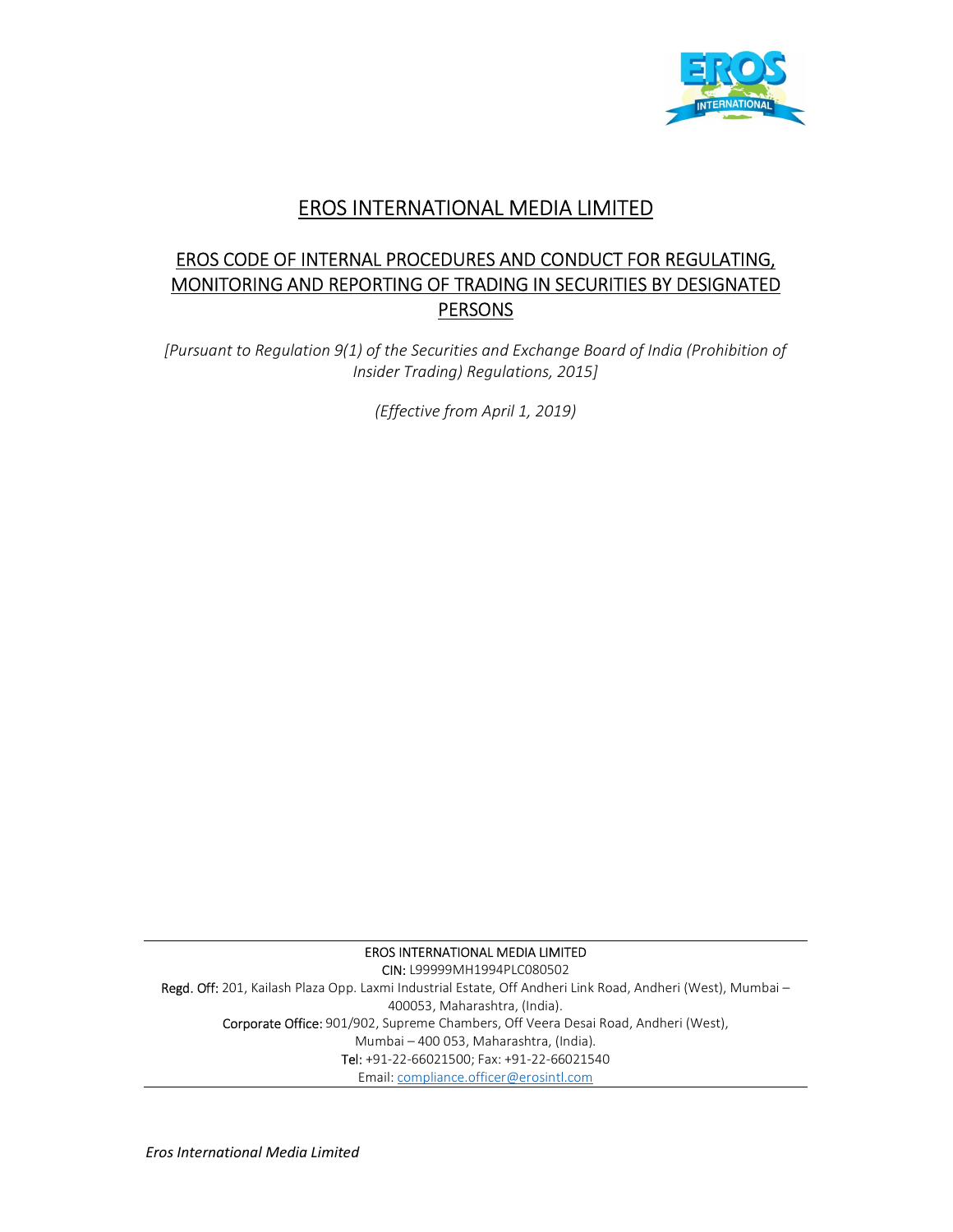# EROS INTERNATIONAL MEDIA LIMITED

## EROS CODE OF INTERNAL PROCEDURES AND CONDUCT FOR REGULATING, MONITORING AND REPORTING OF TRADING IN SECURITIES BY DESIGNATED PERSONS

*[Pursuant to Regulation 9(1) of the Securities and Exchange Board of India (Prohibition of Insider Trading) Regulations, 2015]*

*(Effective from April 1, 2019)*

---

EROS INTERNATIONAL MEDIA LIMITED
CIN: L99999MH1994PLC080502
Regd. Off: 201, Kailash Plaza Opp. Laxmi Industrial Estate, Off Andheri Link Road, Andheri (West), Mumbai – 400053, Maharashtra, (India).
Corporate Office: 901/902, Supreme Chambers, Off Veera Desai Road, Andheri (West), Mumbai – 400 053, Maharashtra, (India).
Tel: +91-22-66021500; Fax: +91-22-66021540
Email: compliance.officer@erosintl.com

---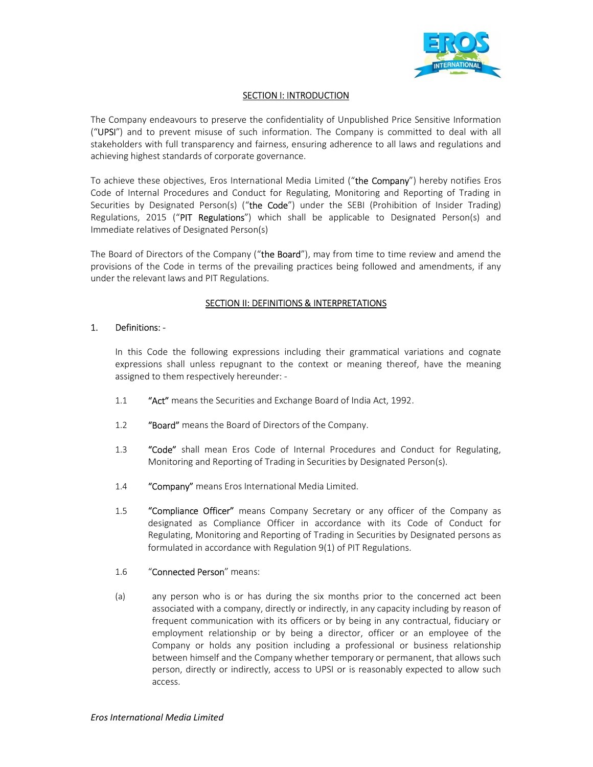## SECTION I: INTRODUCTION

The Company endeavours to preserve the confidentiality of Unpublished Price Sensitive Information ("**UPSI**") and to prevent misuse of such information. The Company is committed to deal with all stakeholders with full transparency and fairness, ensuring adherence to all laws and regulations and achieving highest standards of corporate governance.

To achieve these objectives, Eros International Media Limited ("**the Company**") hereby notifies Eros Code of Internal Procedures and Conduct for Regulating, Monitoring and Reporting of Trading in Securities by Designated Person(s) ("**the Code**") under the SEBI (Prohibition of Insider Trading) Regulations, 2015 ("**PIT Regulations**") which shall be applicable to Designated Person(s) and Immediate relatives of Designated Person(s)

The Board of Directors of the Company ("**the Board**"), may from time to time review and amend the provisions of the Code in terms of the prevailing practices being followed and amendments, if any under the relevant laws and PIT Regulations.

## SECTION II: DEFINITIONS & INTERPRETATIONS

1. **Definitions: -**

In this Code the following expressions including their grammatical variations and cognate expressions shall unless repugnant to the context or meaning thereof, have the meaning assigned to them respectively hereunder: -

1.1 **"Act"** means the Securities and Exchange Board of India Act, 1992.

1.2 **"Board"** means the Board of Directors of the Company.

1.3 **"Code"** shall mean Eros Code of Internal Procedures and Conduct for Regulating, Monitoring and Reporting of Trading in Securities by Designated Person(s).

1.4 **"Company"** means Eros International Media Limited.

1.5 **"Compliance Officer"** means Company Secretary or any officer of the Company as designated as Compliance Officer in accordance with its Code of Conduct for Regulating, Monitoring and Reporting of Trading in Securities by Designated persons as formulated in accordance with Regulation 9(1) of PIT Regulations.

1.6 "**Connected Person**" means:

(a) any person who is or has during the six months prior to the concerned act been associated with a company, directly or indirectly, in any capacity including by reason of frequent communication with its officers or by being in any contractual, fiduciary or employment relationship or by being a director, officer or an employee of the Company or holds any position including a professional or business relationship between himself and the Company whether temporary or permanent, that allows such person, directly or indirectly, access to UPSI or is reasonably expected to allow such access.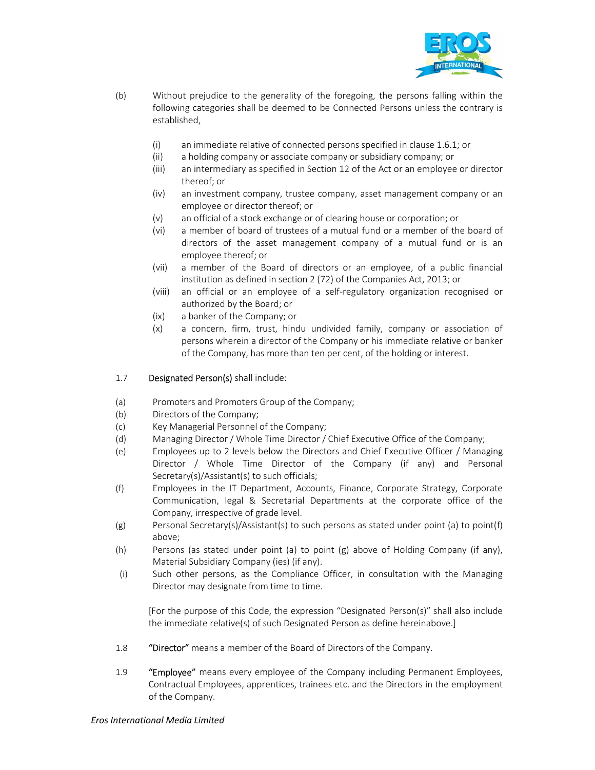(b) Without prejudice to the generality of the foregoing, the persons falling within the following categories shall be deemed to be Connected Persons unless the contrary is established,

- (i) an immediate relative of connected persons specified in clause 1.6.1; or
- (ii) a holding company or associate company or subsidiary company; or
- (iii) an intermediary as specified in Section 12 of the Act or an employee or director thereof; or
- (iv) an investment company, trustee company, asset management company or an employee or director thereof; or
- (v) an official of a stock exchange or of clearing house or corporation; or
- (vi) a member of board of trustees of a mutual fund or a member of the board of directors of the asset management company of a mutual fund or is an employee thereof; or
- (vii) a member of the Board of directors or an employee, of a public financial institution as defined in section 2 (72) of the Companies Act, 2013; or
- (viii) an official or an employee of a self-regulatory organization recognised or authorized by the Board; or
- (ix) a banker of the Company; or
- (x) a concern, firm, trust, hindu undivided family, company or association of persons wherein a director of the Company or his immediate relative or banker of the Company, has more than ten per cent, of the holding or interest.

1.7 **Designated Person(s)** shall include:

- (a) Promoters and Promoters Group of the Company;
- (b) Directors of the Company;
- (c) Key Managerial Personnel of the Company;
- (d) Managing Director / Whole Time Director / Chief Executive Office of the Company;
- (e) Employees up to 2 levels below the Directors and Chief Executive Officer / Managing Director / Whole Time Director of the Company (if any) and Personal Secretary(s)/Assistant(s) to such officials;
- (f) Employees in the IT Department, Accounts, Finance, Corporate Strategy, Corporate Communication, legal & Secretarial Departments at the corporate office of the Company, irrespective of grade level.
- (g) Personal Secretary(s)/Assistant(s) to such persons as stated under point (a) to point(f) above;
- (h) Persons (as stated under point (a) to point (g) above of Holding Company (if any), Material Subsidiary Company (ies) (if any).
- (i) Such other persons, as the Compliance Officer, in consultation with the Managing Director may designate from time to time.

[For the purpose of this Code, the expression "Designated Person(s)" shall also include the immediate relative(s) of such Designated Person as define hereinabove.]

1.8 **"Director"** means a member of the Board of Directors of the Company.

1.9 **"Employee"** means every employee of the Company including Permanent Employees, Contractual Employees, apprentices, trainees etc. and the Directors in the employment of the Company.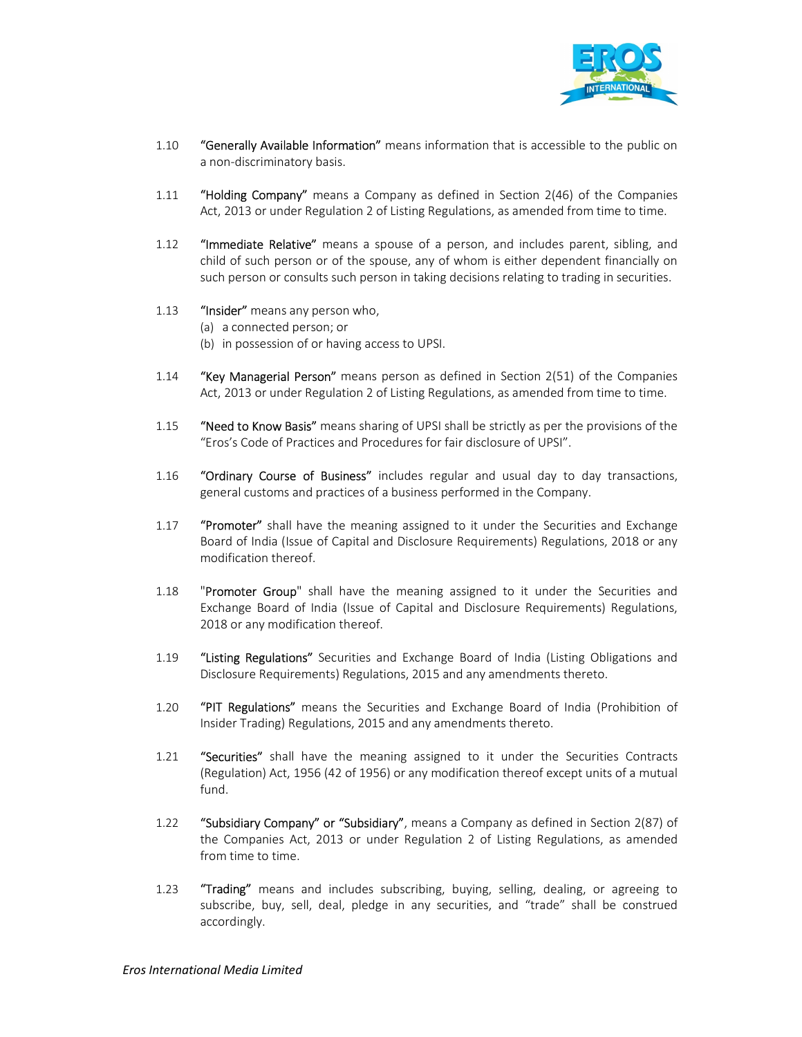1.10 **"Generally Available Information"** means information that is accessible to the public on a non-discriminatory basis.

1.11 **"Holding Company"** means a Company as defined in Section 2(46) of the Companies Act, 2013 or under Regulation 2 of Listing Regulations, as amended from time to time.

1.12 **"Immediate Relative"** means a spouse of a person, and includes parent, sibling, and child of such person or of the spouse, any of whom is either dependent financially on such person or consults such person in taking decisions relating to trading in securities.

1.13 **"Insider"** means any person who,

(a) a connected person; or

(b) in possession of or having access to UPSI.

1.14 **"Key Managerial Person"** means person as defined in Section 2(51) of the Companies Act, 2013 or under Regulation 2 of Listing Regulations, as amended from time to time.

1.15 **"Need to Know Basis"** means sharing of UPSI shall be strictly as per the provisions of the "Eros's Code of Practices and Procedures for fair disclosure of UPSI".

1.16 **"Ordinary Course of Business"** includes regular and usual day to day transactions, general customs and practices of a business performed in the Company.

1.17 **"Promoter"** shall have the meaning assigned to it under the Securities and Exchange Board of India (Issue of Capital and Disclosure Requirements) Regulations, 2018 or any modification thereof.

1.18 "**Promoter Group**" shall have the meaning assigned to it under the Securities and Exchange Board of India (Issue of Capital and Disclosure Requirements) Regulations, 2018 or any modification thereof.

1.19 **"Listing Regulations"** Securities and Exchange Board of India (Listing Obligations and Disclosure Requirements) Regulations, 2015 and any amendments thereto.

1.20 **"PIT Regulations"** means the Securities and Exchange Board of India (Prohibition of Insider Trading) Regulations, 2015 and any amendments thereto.

1.21 **"Securities"** shall have the meaning assigned to it under the Securities Contracts (Regulation) Act, 1956 (42 of 1956) or any modification thereof except units of a mutual fund.

1.22 **"Subsidiary Company" or "Subsidiary"**, means a Company as defined in Section 2(87) of the Companies Act, 2013 or under Regulation 2 of Listing Regulations, as amended from time to time.

1.23 **"Trading"** means and includes subscribing, buying, selling, dealing, or agreeing to subscribe, buy, sell, deal, pledge in any securities, and "trade" shall be construed accordingly.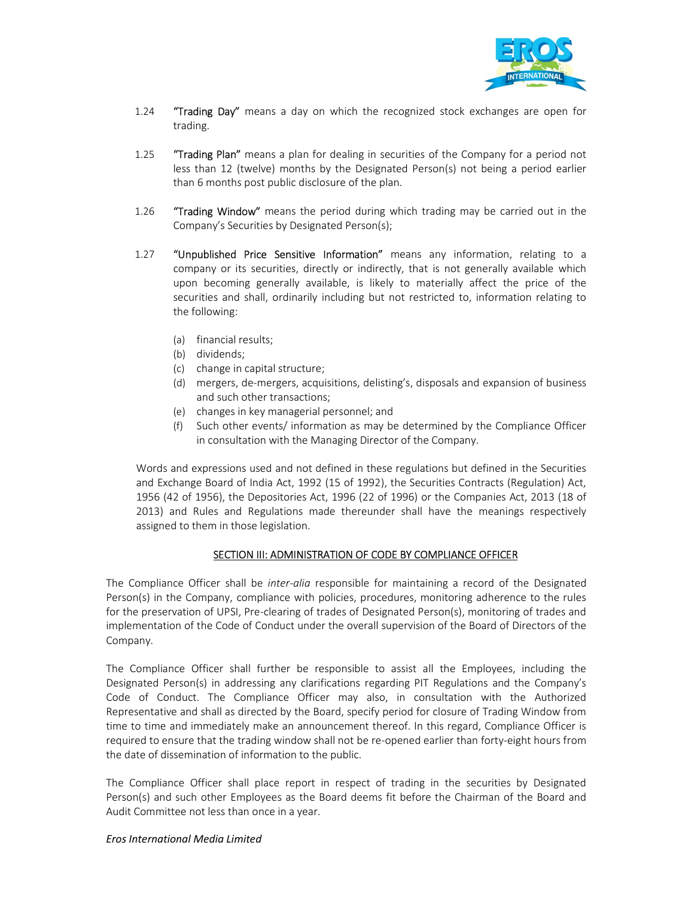1.24 **"Trading Day"** means a day on which the recognized stock exchanges are open for trading.

1.25 **"Trading Plan"** means a plan for dealing in securities of the Company for a period not less than 12 (twelve) months by the Designated Person(s) not being a period earlier than 6 months post public disclosure of the plan.

1.26 **"Trading Window"** means the period during which trading may be carried out in the Company's Securities by Designated Person(s);

1.27 **"Unpublished Price Sensitive Information"** means any information, relating to a company or its securities, directly or indirectly, that is not generally available which upon becoming generally available, is likely to materially affect the price of the securities and shall, ordinarily including but not restricted to, information relating to the following:

(a) financial results;
(b) dividends;
(c) change in capital structure;
(d) mergers, de-mergers, acquisitions, delisting's, disposals and expansion of business and such other transactions;
(e) changes in key managerial personnel; and
(f) Such other events/ information as may be determined by the Compliance Officer in consultation with the Managing Director of the Company.

Words and expressions used and not defined in these regulations but defined in the Securities and Exchange Board of India Act, 1992 (15 of 1992), the Securities Contracts (Regulation) Act, 1956 (42 of 1956), the Depositories Act, 1996 (22 of 1996) or the Companies Act, 2013 (18 of 2013) and Rules and Regulations made thereunder shall have the meanings respectively assigned to them in those legislation.

## SECTION III: ADMINISTRATION OF CODE BY COMPLIANCE OFFICER

The Compliance Officer shall be *inter-alia* responsible for maintaining a record of the Designated Person(s) in the Company, compliance with policies, procedures, monitoring adherence to the rules for the preservation of UPSI, Pre-clearing of trades of Designated Person(s), monitoring of trades and implementation of the Code of Conduct under the overall supervision of the Board of Directors of the Company.

The Compliance Officer shall further be responsible to assist all the Employees, including the Designated Person(s) in addressing any clarifications regarding PIT Regulations and the Company's Code of Conduct. The Compliance Officer may also, in consultation with the Authorized Representative and shall as directed by the Board, specify period for closure of Trading Window from time to time and immediately make an announcement thereof. In this regard, Compliance Officer is required to ensure that the trading window shall not be re-opened earlier than forty-eight hours from the date of dissemination of information to the public.

The Compliance Officer shall place report in respect of trading in the securities by Designated Person(s) and such other Employees as the Board deems fit before the Chairman of the Board and Audit Committee not less than once in a year.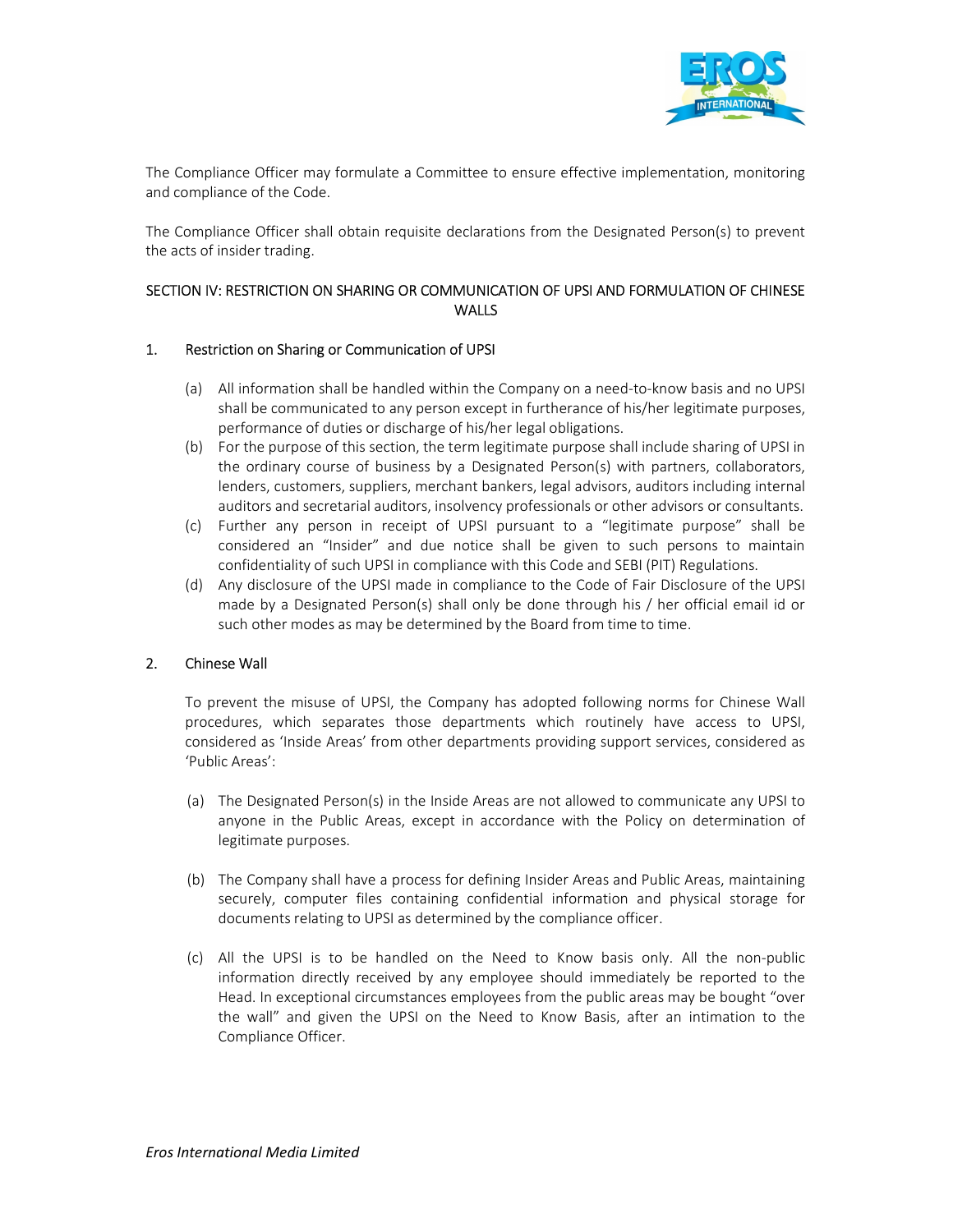The Compliance Officer may formulate a Committee to ensure effective implementation, monitoring and compliance of the Code.

The Compliance Officer shall obtain requisite declarations from the Designated Person(s) to prevent the acts of insider trading.

## SECTION IV: RESTRICTION ON SHARING OR COMMUNICATION OF UPSI AND FORMULATION OF CHINESE WALLS

### 1. Restriction on Sharing or Communication of UPSI

(a) All information shall be handled within the Company on a need-to-know basis and no UPSI shall be communicated to any person except in furtherance of his/her legitimate purposes, performance of duties or discharge of his/her legal obligations.

(b) For the purpose of this section, the term legitimate purpose shall include sharing of UPSI in the ordinary course of business by a Designated Person(s) with partners, collaborators, lenders, customers, suppliers, merchant bankers, legal advisors, auditors including internal auditors and secretarial auditors, insolvency professionals or other advisors or consultants.

(c) Further any person in receipt of UPSI pursuant to a "legitimate purpose" shall be considered an "Insider" and due notice shall be given to such persons to maintain confidentiality of such UPSI in compliance with this Code and SEBI (PIT) Regulations.

(d) Any disclosure of the UPSI made in compliance to the Code of Fair Disclosure of the UPSI made by a Designated Person(s) shall only be done through his / her official email id or such other modes as may be determined by the Board from time to time.

### 2. Chinese Wall

To prevent the misuse of UPSI, the Company has adopted following norms for Chinese Wall procedures, which separates those departments which routinely have access to UPSI, considered as 'Inside Areas' from other departments providing support services, considered as 'Public Areas':

(a) The Designated Person(s) in the Inside Areas are not allowed to communicate any UPSI to anyone in the Public Areas, except in accordance with the Policy on determination of legitimate purposes.

(b) The Company shall have a process for defining Insider Areas and Public Areas, maintaining securely, computer files containing confidential information and physical storage for documents relating to UPSI as determined by the compliance officer.

(c) All the UPSI is to be handled on the Need to Know basis only. All the non-public information directly received by any employee should immediately be reported to the Head. In exceptional circumstances employees from the public areas may be bought "over the wall" and given the UPSI on the Need to Know Basis, after an intimation to the Compliance Officer.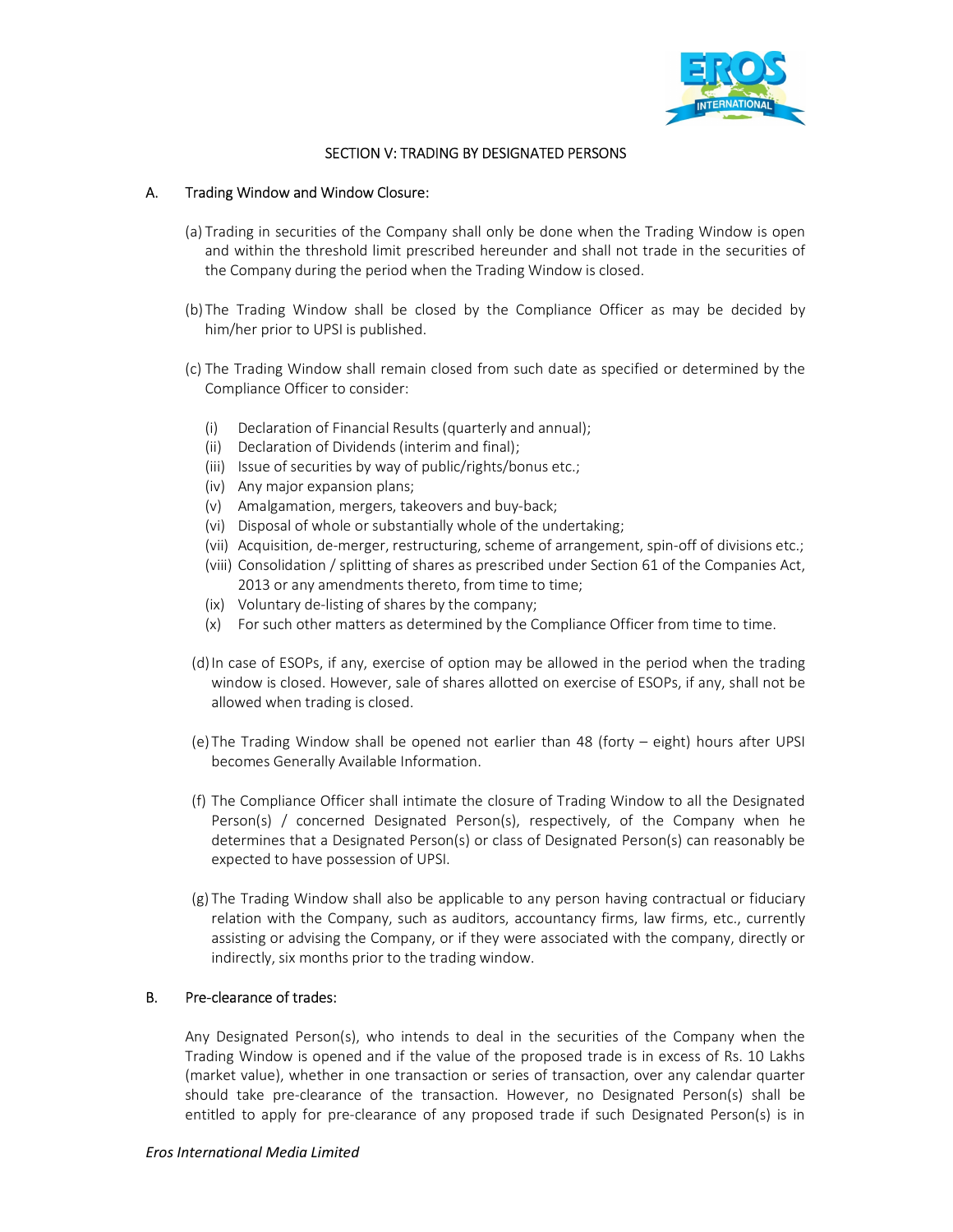## SECTION V: TRADING BY DESIGNATED PERSONS

### A. Trading Window and Window Closure:

(a) Trading in securities of the Company shall only be done when the Trading Window is open and within the threshold limit prescribed hereunder and shall not trade in the securities of the Company during the period when the Trading Window is closed.

(b) The Trading Window shall be closed by the Compliance Officer as may be decided by him/her prior to UPSI is published.

(c) The Trading Window shall remain closed from such date as specified or determined by the Compliance Officer to consider:

- (i) Declaration of Financial Results (quarterly and annual);
- (ii) Declaration of Dividends (interim and final);
- (iii) Issue of securities by way of public/rights/bonus etc.;
- (iv) Any major expansion plans;
- (v) Amalgamation, mergers, takeovers and buy-back;
- (vi) Disposal of whole or substantially whole of the undertaking;
- (vii) Acquisition, de-merger, restructuring, scheme of arrangement, spin-off of divisions etc.;
- (viii) Consolidation / splitting of shares as prescribed under Section 61 of the Companies Act, 2013 or any amendments thereto, from time to time;
- (ix) Voluntary de-listing of shares by the company;
- (x) For such other matters as determined by the Compliance Officer from time to time.

(d) In case of ESOPs, if any, exercise of option may be allowed in the period when the trading window is closed. However, sale of shares allotted on exercise of ESOPs, if any, shall not be allowed when trading is closed.

(e) The Trading Window shall be opened not earlier than 48 (forty – eight) hours after UPSI becomes Generally Available Information.

(f) The Compliance Officer shall intimate the closure of Trading Window to all the Designated Person(s) / concerned Designated Person(s), respectively, of the Company when he determines that a Designated Person(s) or class of Designated Person(s) can reasonably be expected to have possession of UPSI.

(g) The Trading Window shall also be applicable to any person having contractual or fiduciary relation with the Company, such as auditors, accountancy firms, law firms, etc., currently assisting or advising the Company, or if they were associated with the company, directly or indirectly, six months prior to the trading window.

### B. Pre-clearance of trades:

Any Designated Person(s), who intends to deal in the securities of the Company when the Trading Window is opened and if the value of the proposed trade is in excess of Rs. 10 Lakhs (market value), whether in one transaction or series of transaction, over any calendar quarter should take pre-clearance of the transaction. However, no Designated Person(s) shall be entitled to apply for pre-clearance of any proposed trade if such Designated Person(s) is in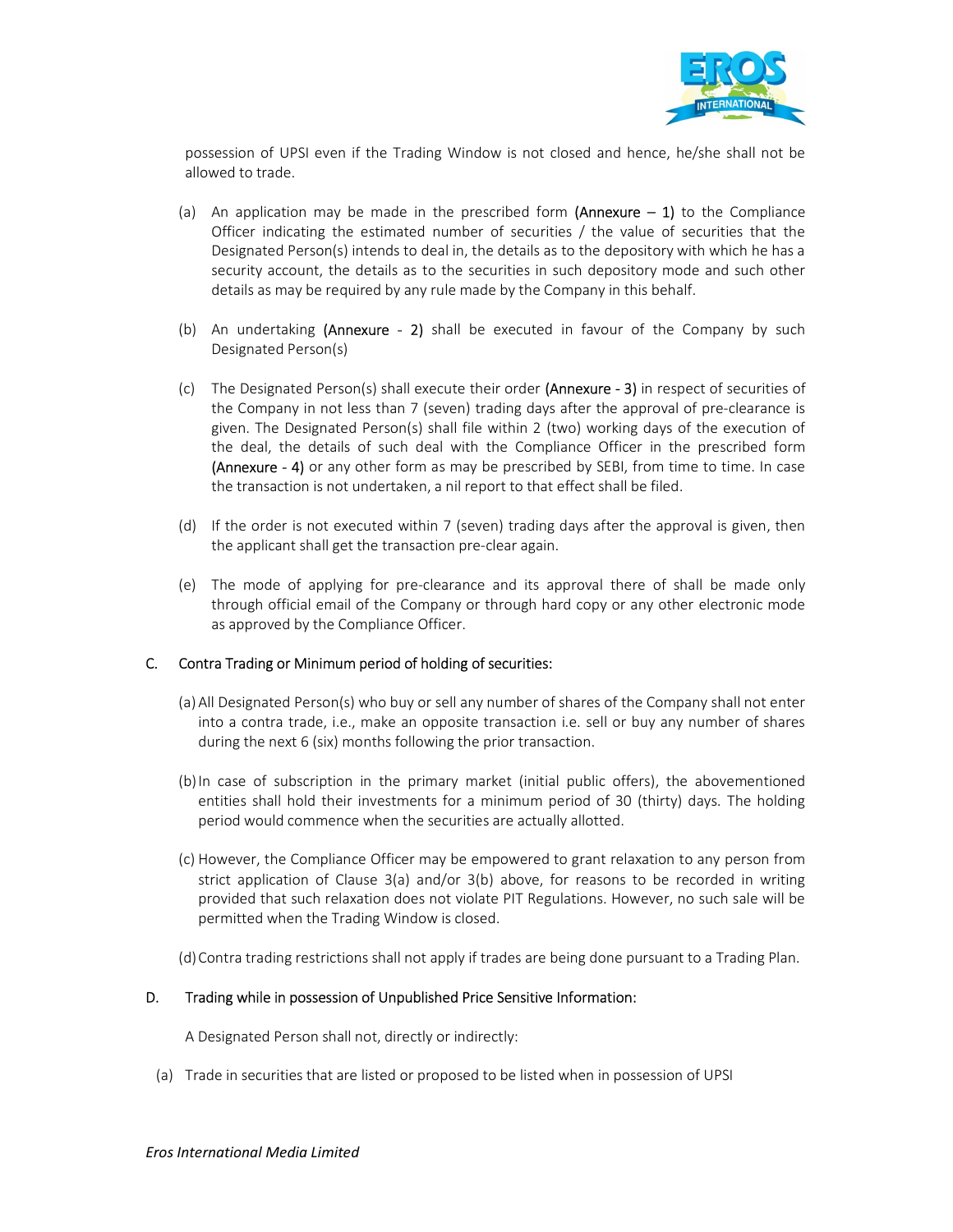possession of UPSI even if the Trading Window is not closed and hence, he/she shall not be allowed to trade.

(a) An application may be made in the prescribed form **(Annexure – 1)** to the Compliance Officer indicating the estimated number of securities / the value of securities that the Designated Person(s) intends to deal in, the details as to the depository with which he has a security account, the details as to the securities in such depository mode and such other details as may be required by any rule made by the Company in this behalf.

(b) An undertaking **(Annexure - 2)** shall be executed in favour of the Company by such Designated Person(s)

(c) The Designated Person(s) shall execute their order **(Annexure - 3)** in respect of securities of the Company in not less than 7 (seven) trading days after the approval of pre-clearance is given. The Designated Person(s) shall file within 2 (two) working days of the execution of the deal, the details of such deal with the Compliance Officer in the prescribed form **(Annexure - 4)** or any other form as may be prescribed by SEBI, from time to time. In case the transaction is not undertaken, a nil report to that effect shall be filed.

(d) If the order is not executed within 7 (seven) trading days after the approval is given, then the applicant shall get the transaction pre-clear again.

(e) The mode of applying for pre-clearance and its approval there of shall be made only through official email of the Company or through hard copy or any other electronic mode as approved by the Compliance Officer.

## C. Contra Trading or Minimum period of holding of securities:

(a) All Designated Person(s) who buy or sell any number of shares of the Company shall not enter into a contra trade, i.e., make an opposite transaction i.e. sell or buy any number of shares during the next 6 (six) months following the prior transaction.

(b) In case of subscription in the primary market (initial public offers), the abovementioned entities shall hold their investments for a minimum period of 30 (thirty) days. The holding period would commence when the securities are actually allotted.

(c) However, the Compliance Officer may be empowered to grant relaxation to any person from strict application of Clause 3(a) and/or 3(b) above, for reasons to be recorded in writing provided that such relaxation does not violate PIT Regulations. However, no such sale will be permitted when the Trading Window is closed.

(d) Contra trading restrictions shall not apply if trades are being done pursuant to a Trading Plan.

## D. Trading while in possession of Unpublished Price Sensitive Information:

A Designated Person shall not, directly or indirectly:

(a) Trade in securities that are listed or proposed to be listed when in possession of UPSI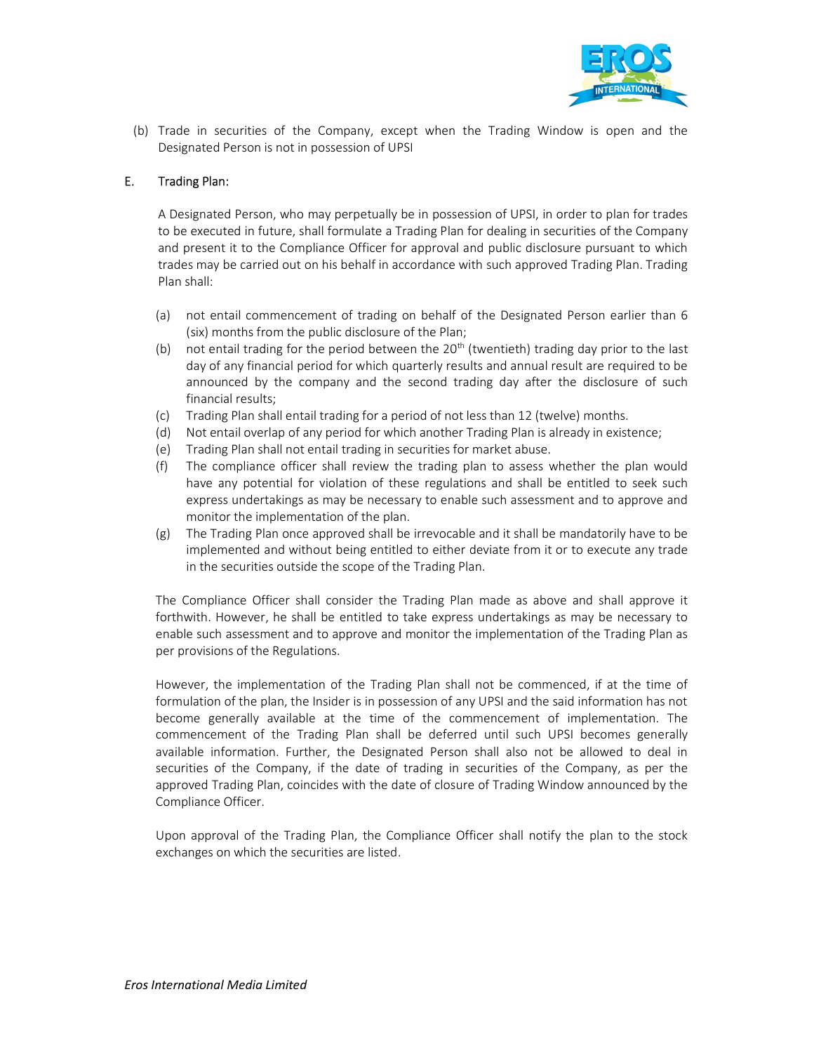(b) Trade in securities of the Company, except when the Trading Window is open and the Designated Person is not in possession of UPSI

E. Trading Plan:

A Designated Person, who may perpetually be in possession of UPSI, in order to plan for trades to be executed in future, shall formulate a Trading Plan for dealing in securities of the Company and present it to the Compliance Officer for approval and public disclosure pursuant to which trades may be carried out on his behalf in accordance with such approved Trading Plan. Trading Plan shall:

(a) not entail commencement of trading on behalf of the Designated Person earlier than 6 (six) months from the public disclosure of the Plan;
(b) not entail trading for the period between the 20th (twentieth) trading day prior to the last day of any financial period for which quarterly results and annual result are required to be announced by the company and the second trading day after the disclosure of such financial results;
(c) Trading Plan shall entail trading for a period of not less than 12 (twelve) months.
(d) Not entail overlap of any period for which another Trading Plan is already in existence;
(e) Trading Plan shall not entail trading in securities for market abuse.
(f) The compliance officer shall review the trading plan to assess whether the plan would have any potential for violation of these regulations and shall be entitled to seek such express undertakings as may be necessary to enable such assessment and to approve and monitor the implementation of the plan.
(g) The Trading Plan once approved shall be irrevocable and it shall be mandatorily have to be implemented and without being entitled to either deviate from it or to execute any trade in the securities outside the scope of the Trading Plan.

The Compliance Officer shall consider the Trading Plan made as above and shall approve it forthwith. However, he shall be entitled to take express undertakings as may be necessary to enable such assessment and to approve and monitor the implementation of the Trading Plan as per provisions of the Regulations.

However, the implementation of the Trading Plan shall not be commenced, if at the time of formulation of the plan, the Insider is in possession of any UPSI and the said information has not become generally available at the time of the commencement of implementation. The commencement of the Trading Plan shall be deferred until such UPSI becomes generally available information. Further, the Designated Person shall also not be allowed to deal in securities of the Company, if the date of trading in securities of the Company, as per the approved Trading Plan, coincides with the date of closure of Trading Window announced by the Compliance Officer.

Upon approval of the Trading Plan, the Compliance Officer shall notify the plan to the stock exchanges on which the securities are listed.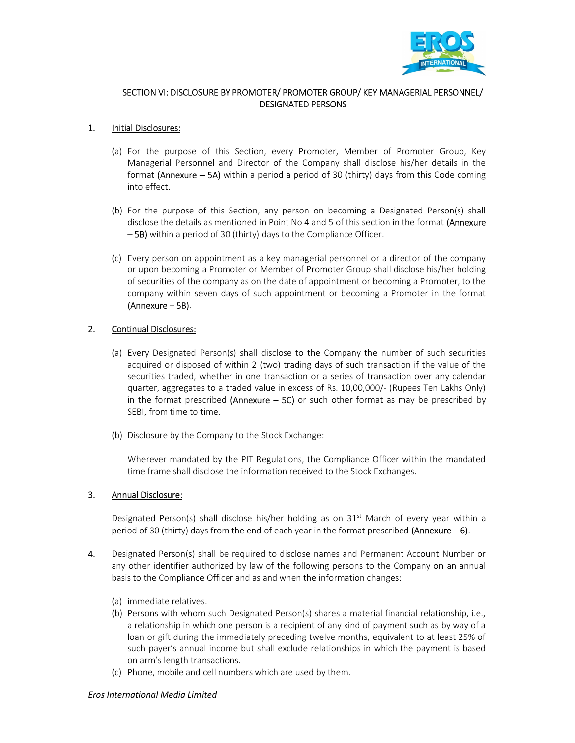## SECTION VI: DISCLOSURE BY PROMOTER/ PROMOTER GROUP/ KEY MANAGERIAL PERSONNEL/ DESIGNATED PERSONS

1. Initial Disclosures:

   (a) For the purpose of this Section, every Promoter, Member of Promoter Group, Key Managerial Personnel and Director of the Company shall disclose his/her details in the format **(Annexure – 5A)** within a period a period of 30 (thirty) days from this Code coming into effect.

   (b) For the purpose of this Section, any person on becoming a Designated Person(s) shall disclose the details as mentioned in Point No 4 and 5 of this section in the format **(Annexure – 5B)** within a period of 30 (thirty) days to the Compliance Officer.

   (c) Every person on appointment as a key managerial personnel or a director of the company or upon becoming a Promoter or Member of Promoter Group shall disclose his/her holding of securities of the company as on the date of appointment or becoming a Promoter, to the company within seven days of such appointment or becoming a Promoter in the format **(Annexure – 5B)**.

2. Continual Disclosures:

   (a) Every Designated Person(s) shall disclose to the Company the number of such securities acquired or disposed of within 2 (two) trading days of such transaction if the value of the securities traded, whether in one transaction or a series of transaction over any calendar quarter, aggregates to a traded value in excess of Rs. 10,00,000/- (Rupees Ten Lakhs Only) in the format prescribed **(Annexure – 5C)** or such other format as may be prescribed by SEBI, from time to time.

   (b) Disclosure by the Company to the Stock Exchange:

   Wherever mandated by the PIT Regulations, the Compliance Officer within the mandated time frame shall disclose the information received to the Stock Exchanges.

3. Annual Disclosure:

   Designated Person(s) shall disclose his/her holding as on 31st March of every year within a period of 30 (thirty) days from the end of each year in the format prescribed **(Annexure – 6)**.

4. Designated Person(s) shall be required to disclose names and Permanent Account Number or any other identifier authorized by law of the following persons to the Company on an annual basis to the Compliance Officer and as and when the information changes:

   (a) immediate relatives.
   (b) Persons with whom such Designated Person(s) shares a material financial relationship, i.e., a relationship in which one person is a recipient of any kind of payment such as by way of a loan or gift during the immediately preceding twelve months, equivalent to at least 25% of such payer's annual income but shall exclude relationships in which the payment is based on arm's length transactions.
   (c) Phone, mobile and cell numbers which are used by them.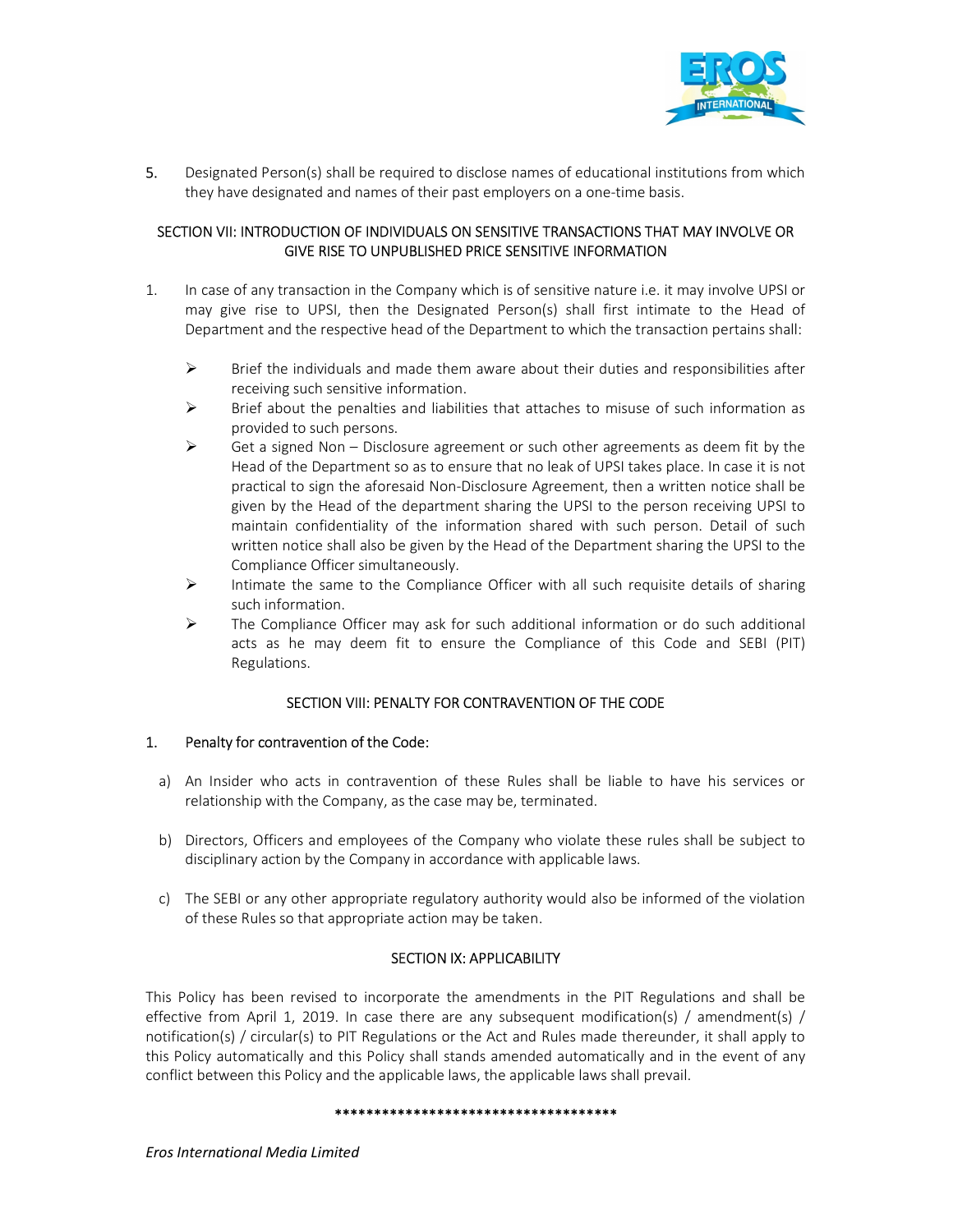5. Designated Person(s) shall be required to disclose names of educational institutions from which they have designated and names of their past employers on a one-time basis.

## SECTION VII: INTRODUCTION OF INDIVIDUALS ON SENSITIVE TRANSACTIONS THAT MAY INVOLVE OR GIVE RISE TO UNPUBLISHED PRICE SENSITIVE INFORMATION

1. In case of any transaction in the Company which is of sensitive nature i.e. it may involve UPSI or may give rise to UPSI, then the Designated Person(s) shall first intimate to the Head of Department and the respective head of the Department to which the transaction pertains shall:

   - Brief the individuals and made them aware about their duties and responsibilities after receiving such sensitive information.
   - Brief about the penalties and liabilities that attaches to misuse of such information as provided to such persons.
   - Get a signed Non – Disclosure agreement or such other agreements as deem fit by the Head of the Department so as to ensure that no leak of UPSI takes place. In case it is not practical to sign the aforesaid Non-Disclosure Agreement, then a written notice shall be given by the Head of the department sharing the UPSI to the person receiving UPSI to maintain confidentiality of the information shared with such person. Detail of such written notice shall also be given by the Head of the Department sharing the UPSI to the Compliance Officer simultaneously.
   - Intimate the same to the Compliance Officer with all such requisite details of sharing such information.
   - The Compliance Officer may ask for such additional information or do such additional acts as he may deem fit to ensure the Compliance of this Code and SEBI (PIT) Regulations.

## SECTION VIII: PENALTY FOR CONTRAVENTION OF THE CODE

1. Penalty for contravention of the Code:

   a) An Insider who acts in contravention of these Rules shall be liable to have his services or relationship with the Company, as the case may be, terminated.

   b) Directors, Officers and employees of the Company who violate these rules shall be subject to disciplinary action by the Company in accordance with applicable laws.

   c) The SEBI or any other appropriate regulatory authority would also be informed of the violation of these Rules so that appropriate action may be taken.

## SECTION IX: APPLICABILITY

This Policy has been revised to incorporate the amendments in the PIT Regulations and shall be effective from April 1, 2019. In case there are any subsequent modification(s) / amendment(s) / notification(s) / circular(s) to PIT Regulations or the Act and Rules made thereunder, it shall apply to this Policy automatically and this Policy shall stands amended automatically and in the event of any conflict between this Policy and the applicable laws, the applicable laws shall prevail.

\*\*\*\*\*\*\*\*\*\*\*\*\*\*\*\*\*\*\*\*\*\*\*\*\*\*\*\*\*\*\*\*\*\*\*\*\*

*Eros International Media Limited*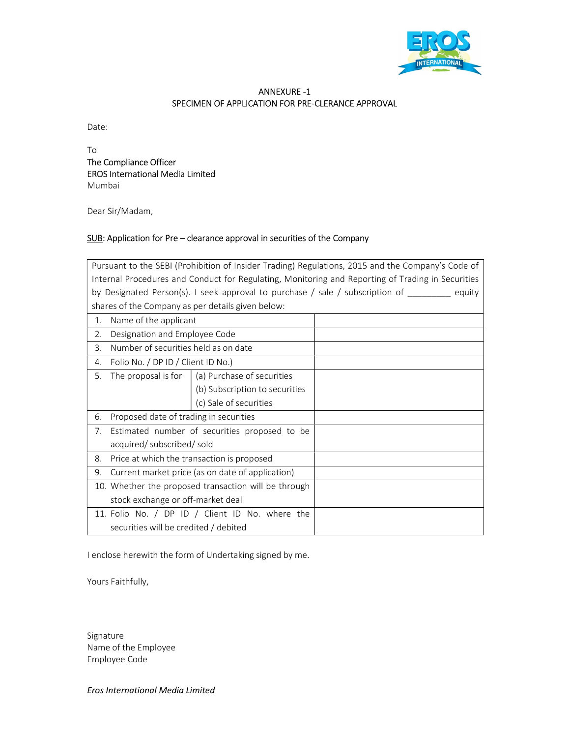## ANNEXURE -1
## SPECIMEN OF APPLICATION FOR PRE-CLERANCE APPROVAL

Date:

To
The Compliance Officer
EROS International Media Limited
Mumbai

Dear Sir/Madam,

SUB: Application for Pre – clearance approval in securities of the Company

| Pursuant to the SEBI (Prohibition of Insider Trading) Regulations, 2015 and the Company's Code of Internal Procedures and Conduct for Regulating, Monitoring and Reporting of Trading in Securities by Designated Person(s). I seek approval to purchase / sale / subscription of _________ equity shares of the Company as per details given below: | | |
|---|---|---|
| 1. Name of the applicant | | |
| 2. Designation and Employee Code | | |
| 3. Number of securities held as on date | | |
| 4. Folio No. / DP ID / Client ID No.) | | |
| 5. The proposal is for | (a) Purchase of securities<br>(b) Subscription to securities<br>(c) Sale of securities | |
| 6. Proposed date of trading in securities | | |
| 7. Estimated number of securities proposed to be acquired/ subscribed/ sold | | |
| 8. Price at which the transaction is proposed | | |
| 9. Current market price (as on date of application) | | |
| 10. Whether the proposed transaction will be through stock exchange or off-market deal | | |
| 11. Folio No. / DP ID / Client ID No. where the securities will be credited / debited | | |

I enclose herewith the form of Undertaking signed by me.

Yours Faithfully,

Signature
Name of the Employee
Employee Code

*Eros International Media Limited*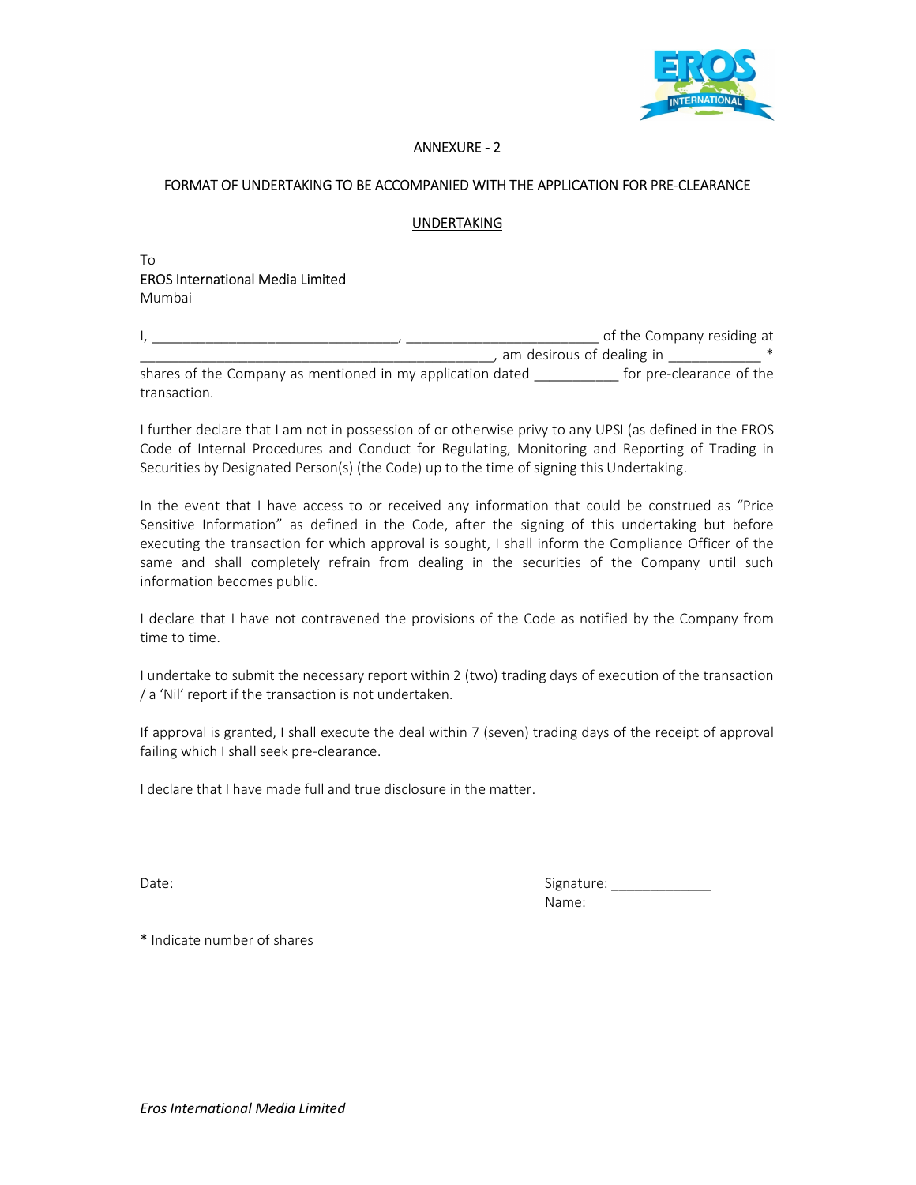ANNEXURE - 2

FORMAT OF UNDERTAKING TO BE ACCOMPANIED WITH THE APPLICATION FOR PRE-CLEARANCE

UNDERTAKING

To
EROS International Media Limited
Mumbai

I, ________________________________, _________________________ of the Company residing at ______________________________________________, am desirous of dealing in ____________ * shares of the Company as mentioned in my application dated ___________ for pre-clearance of the transaction.

I further declare that I am not in possession of or otherwise privy to any UPSI (as defined in the EROS Code of Internal Procedures and Conduct for Regulating, Monitoring and Reporting of Trading in Securities by Designated Person(s) (the Code) up to the time of signing this Undertaking.

In the event that I have access to or received any information that could be construed as "Price Sensitive Information" as defined in the Code, after the signing of this undertaking but before executing the transaction for which approval is sought, I shall inform the Compliance Officer of the same and shall completely refrain from dealing in the securities of the Company until such information becomes public.

I declare that I have not contravened the provisions of the Code as notified by the Company from time to time.

I undertake to submit the necessary report within 2 (two) trading days of execution of the transaction / a 'Nil' report if the transaction is not undertaken.

If approval is granted, I shall execute the deal within 7 (seven) trading days of the receipt of approval failing which I shall seek pre-clearance.

I declare that I have made full and true disclosure in the matter.

Date:

Signature: _____________
Name:

* Indicate number of shares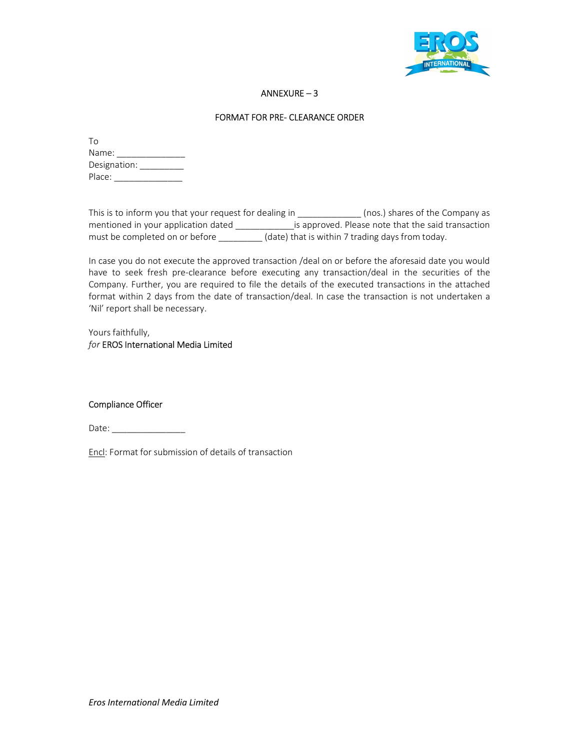ANNEXURE – 3

FORMAT FOR PRE- CLEARANCE ORDER

To
Name: ______________
Designation: _________
Place: ______________

This is to inform you that your request for dealing in _____________ (nos.) shares of the Company as mentioned in your application dated ____________is approved. Please note that the said transaction must be completed on or before _________ (date) that is within 7 trading days from today.

In case you do not execute the approved transaction /deal on or before the aforesaid date you would have to seek fresh pre-clearance before executing any transaction/deal in the securities of the Company. Further, you are required to file the details of the executed transactions in the attached format within 2 days from the date of transaction/deal. In case the transaction is not undertaken a 'Nil' report shall be necessary.

Yours faithfully,
*for* EROS International Media Limited

Compliance Officer

Date: _______________

Encl: Format for submission of details of transaction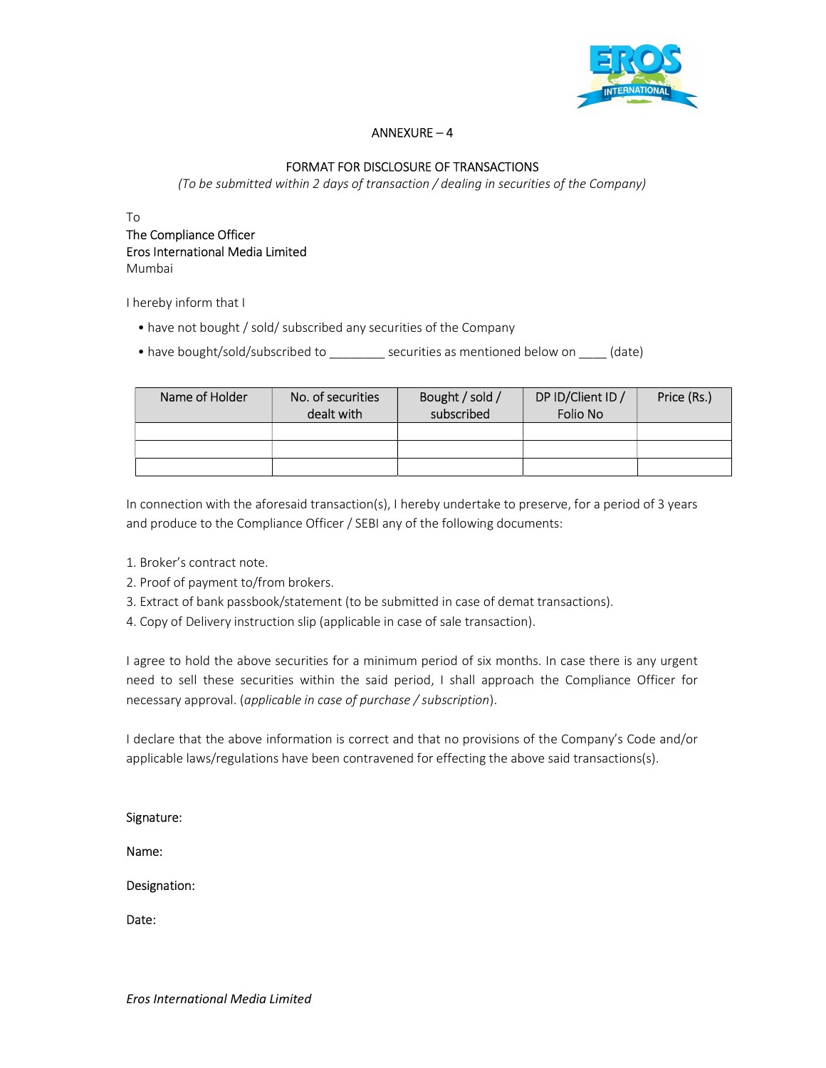## ANNEXURE – 4

### FORMAT FOR DISCLOSURE OF TRANSACTIONS

*(To be submitted within 2 days of transaction / dealing in securities of the Company)*

To
The Compliance Officer
Eros International Media Limited
Mumbai

I hereby inform that I

- have not bought / sold/ subscribed any securities of the Company
- have bought/sold/subscribed to ________ securities as mentioned below on ____ (date)

| Name of Holder | No. of securities dealt with | Bought / sold / subscribed | DP ID/Client ID / Folio No | Price (Rs.) |
|---|---|---|---|---|
| | | | | |
| | | | | |
| | | | | |

In connection with the aforesaid transaction(s), I hereby undertake to preserve, for a period of 3 years and produce to the Compliance Officer / SEBI any of the following documents:

1. Broker's contract note.
2. Proof of payment to/from brokers.
3. Extract of bank passbook/statement (to be submitted in case of demat transactions).
4. Copy of Delivery instruction slip (applicable in case of sale transaction).

I agree to hold the above securities for a minimum period of six months. In case there is any urgent need to sell these securities within the said period, I shall approach the Compliance Officer for necessary approval. (*applicable in case of purchase / subscription*).

I declare that the above information is correct and that no provisions of the Company's Code and/or applicable laws/regulations have been contravened for effecting the above said transactions(s).

Signature:

Name:

Designation:

Date: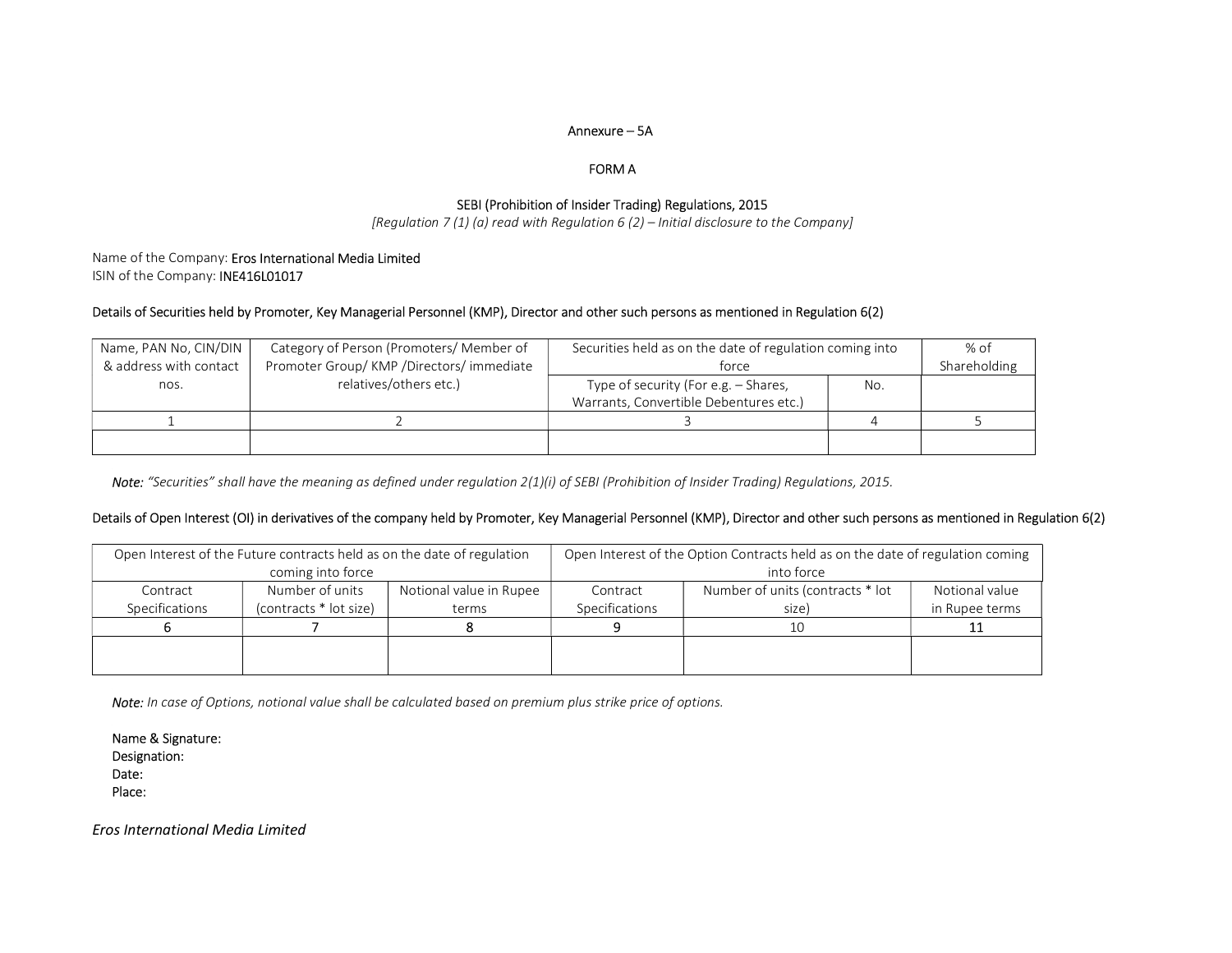Annexure – 5A

FORM A

SEBI (Prohibition of Insider Trading) Regulations, 2015

*[Regulation 7 (1) (a) read with Regulation 6 (2) – Initial disclosure to the Company]*

Name of the Company: Eros International Media Limited
ISIN of the Company: INE416L01017

Details of Securities held by Promoter, Key Managerial Personnel (KMP), Director and other such persons as mentioned in Regulation 6(2)

| Name, PAN No, CIN/DIN & address with contact nos. | Category of Person (Promoters/ Member of Promoter Group/ KMP /Directors/ immediate relatives/others etc.) | Securities held as on the date of regulation coming into force | | % of Shareholding |
|---|---|---|---|---|
| | | Type of security (For e.g. – Shares, Warrants, Convertible Debentures etc.) | No. | |
| 1 | 2 | 3 | 4 | 5 |
| | | | | |

*Note: "Securities" shall have the meaning as defined under regulation 2(1)(i) of SEBI (Prohibition of Insider Trading) Regulations, 2015.*

Details of Open Interest (OI) in derivatives of the company held by Promoter, Key Managerial Personnel (KMP), Director and other such persons as mentioned in Regulation 6(2)

| Open Interest of the Future contracts held as on the date of regulation coming into force | | | Open Interest of the Option Contracts held as on the date of regulation coming into force | | |
|---|---|---|---|---|---|
| Contract Specifications | Number of units (contracts * lot size) | Notional value in Rupee terms | Contract Specifications | Number of units (contracts * lot size) | Notional value in Rupee terms |
| 6 | 7 | 8 | 9 | 10 | 11 |
| | | | | | |

*Note: In case of Options, notional value shall be calculated based on premium plus strike price of options.*

Name & Signature:
Designation:
Date:
Place: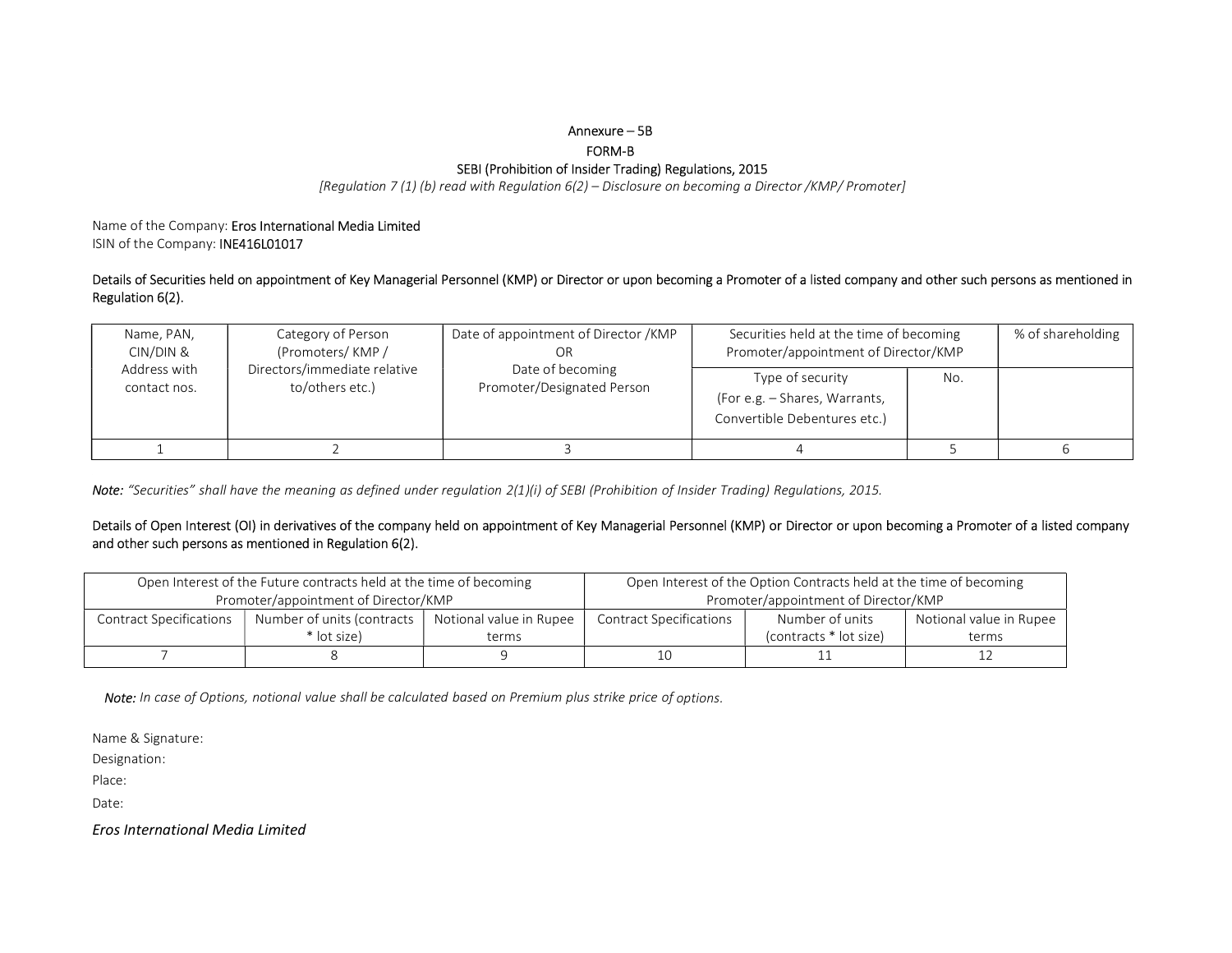Annexure – 5B

FORM-B

SEBI (Prohibition of Insider Trading) Regulations, 2015

*[Regulation 7 (1) (b) read with Regulation 6(2) – Disclosure on becoming a Director /KMP/ Promoter]*

Name of the Company: Eros International Media Limited
ISIN of the Company: INE416L01017

Details of Securities held on appointment of Key Managerial Personnel (KMP) or Director or upon becoming a Promoter of a listed company and other such persons as mentioned in Regulation 6(2).

| Name, PAN, CIN/DIN & Address with contact nos. | Category of Person (Promoters/ KMP / Directors/immediate relative to/others etc.) | Date of appointment of Director /KMP OR Date of becoming Promoter/Designated Person | Securities held at the time of becoming Promoter/appointment of Director/KMP | | % of shareholding |
|---|---|---|---|---|---|
| | | | Type of security (For e.g. – Shares, Warrants, Convertible Debentures etc.) | No. | |
| 1 | 2 | 3 | 4 | 5 | 6 |

*Note: "Securities" shall have the meaning as defined under regulation 2(1)(i) of SEBI (Prohibition of Insider Trading) Regulations, 2015.*

Details of Open Interest (OI) in derivatives of the company held on appointment of Key Managerial Personnel (KMP) or Director or upon becoming a Promoter of a listed company and other such persons as mentioned in Regulation 6(2).

| Open Interest of the Future contracts held at the time of becoming Promoter/appointment of Director/KMP | | | Open Interest of the Option Contracts held at the time of becoming Promoter/appointment of Director/KMP | | |
|---|---|---|---|---|---|
| Contract Specifications | Number of units (contracts * lot size) | Notional value in Rupee terms | Contract Specifications | Number of units (contracts * lot size) | Notional value in Rupee terms |
| 7 | 8 | 9 | 10 | 11 | 12 |

*Note: In case of Options, notional value shall be calculated based on Premium plus strike price of options.*

Name & Signature:

Designation:

Place:

Date:

*Eros International Media Limited*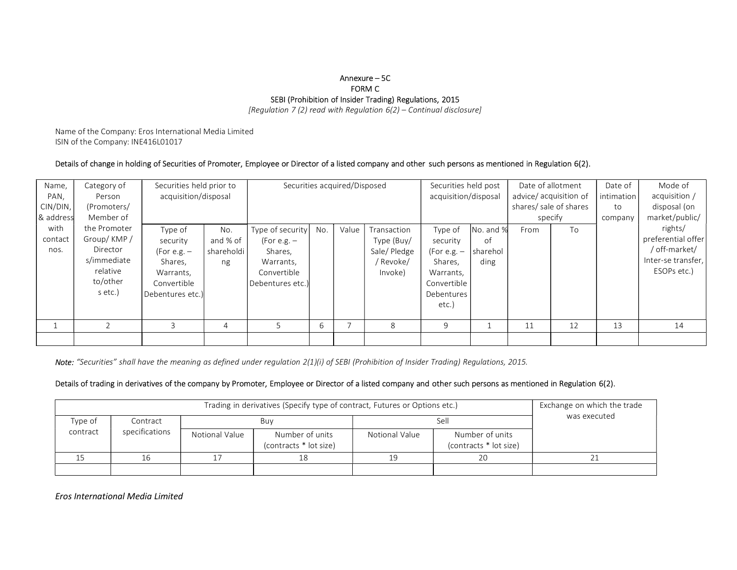Annexure – 5C

FORM C

SEBI (Prohibition of Insider Trading) Regulations, 2015

*[Regulation 7 (2) read with Regulation 6(2) – Continual disclosure]*

Name of the Company: Eros International Media Limited

ISIN of the Company: INE416L01017

Details of change in holding of Securities of Promoter, Employee or Director of a listed company and other such persons as mentioned in Regulation 6(2).

| Name, PAN, CIN/DIN, & address with contact nos. | Category of Person (Promoters/ Member of the Promoter Group/ KMP / Director s/immediate relative to/other s etc.) | Securities held prior to acquisition/disposal | | Securities acquired/Disposed | | | | Securities held post acquisition/disposal | | Date of allotment advice/ acquisition of shares/ sale of shares specify | | Date of intimation to company | Mode of acquisition / disposal (on market/public/ rights/ preferential offer / off-market/ Inter-se transfer, ESOPs etc.) |
|---|---|---|---|---|---|---|---|---|---|---|---|---|---|
| | | Type of security (For e.g. – Shares, Warrants, Convertible Debentures etc.) | No. and % of shareholding | Type of security (For e.g. – Shares, Warrants, Convertible Debentures etc.) | No. | Value | Transaction Type (Buy/ Sale/ Pledge / Revoke/ Invoke) | Type of security (For e.g. – Shares, Warrants, Convertible Debentures etc.) | No. and % of shareholding | From | To | | |
| 1 | 2 | 3 | 4 | 5 | 6 | 7 | 8 | 9 | 1 | 11 | 12 | 13 | 14 |
| | | | | | | | | | | | | | |

*Note: "Securities" shall have the meaning as defined under regulation 2(1)(i) of SEBI (Prohibition of Insider Trading) Regulations, 2015.*

Details of trading in derivatives of the company by Promoter, Employee or Director of a listed company and other such persons as mentioned in Regulation 6(2).

| Trading in derivatives (Specify type of contract, Futures or Options etc.) | | | | | | Exchange on which the trade was executed |
|---|---|---|---|---|---|---|
| Type of contract | Contract specifications | Buy | | Sell | | |
| | | Notional Value | Number of units (contracts * lot size) | Notional Value | Number of units (contracts * lot size) | |
| 15 | 16 | 17 | 18 | 19 | 20 | 21 |
| | | | | | | |

*Eros International Media Limited*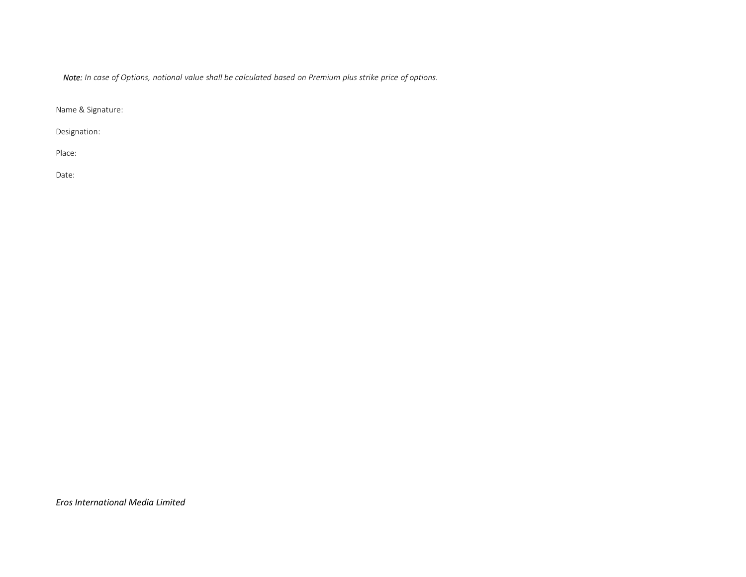*Note: In case of Options, notional value shall be calculated based on Premium plus strike price of options.*

Name & Signature:

Designation:

Place:

Date:

*Eros International Media Limited*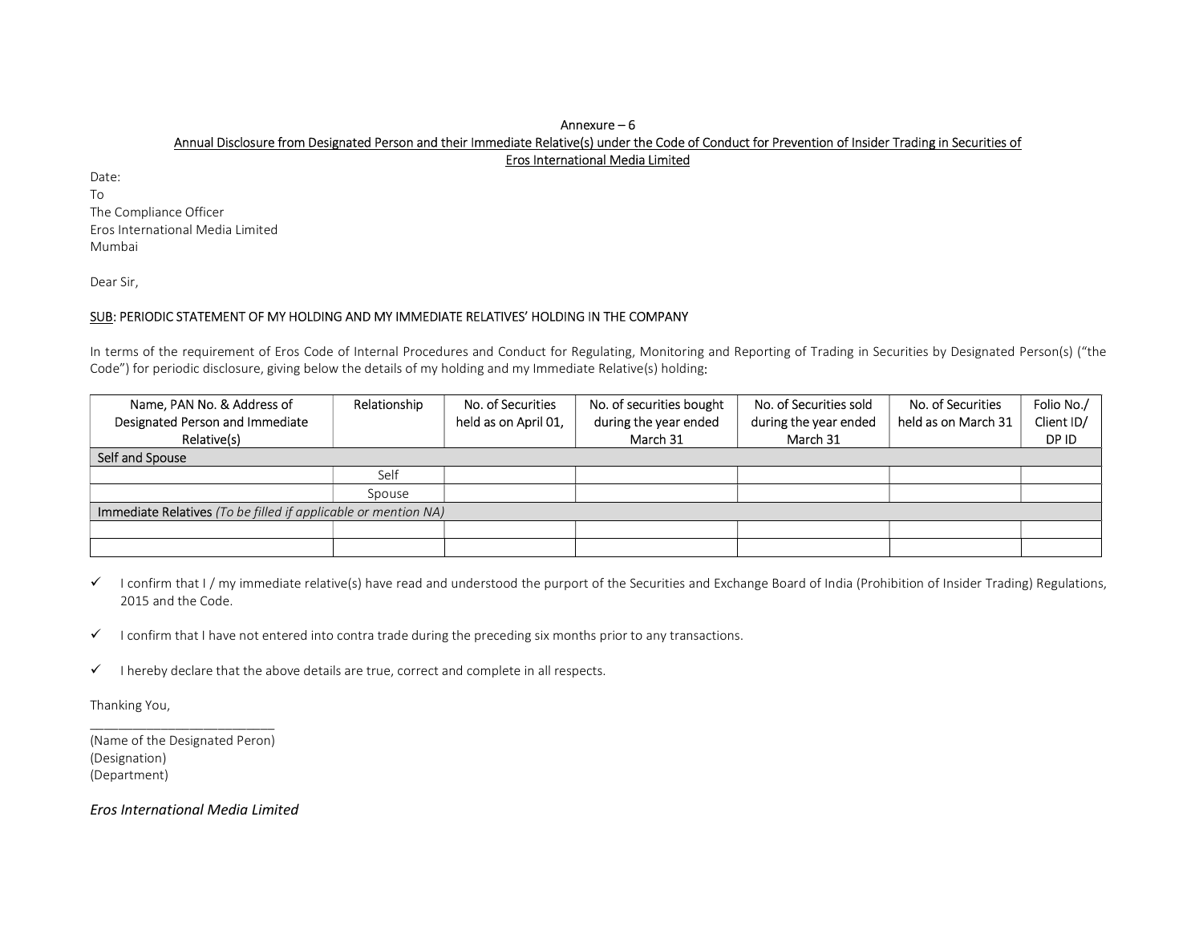Annexure – 6

Annual Disclosure from Designated Person and their Immediate Relative(s) under the Code of Conduct for Prevention of Insider Trading in Securities of Eros International Media Limited

Date:
To
The Compliance Officer
Eros International Media Limited
Mumbai

Dear Sir,

SUB: PERIODIC STATEMENT OF MY HOLDING AND MY IMMEDIATE RELATIVES' HOLDING IN THE COMPANY

In terms of the requirement of Eros Code of Internal Procedures and Conduct for Regulating, Monitoring and Reporting of Trading in Securities by Designated Person(s) ("the Code") for periodic disclosure, giving below the details of my holding and my Immediate Relative(s) holding:

| Name, PAN No. & Address of Designated Person and Immediate Relative(s) | Relationship | No. of Securities held as on April 01, | No. of securities bought during the year ended March 31 | No. of Securities sold during the year ended March 31 | No. of Securities held as on March 31 | Folio No./ Client ID/ DP ID |
|---|---|---|---|---|---|---|
| Self and Spouse | | | | | | |
| | Self | | | | | |
| | Spouse | | | | | |
| Immediate Relatives *(To be filled if applicable or mention NA)* | | | | | | |
| | | | | | | |
| | | | | | | |

- ✓ I confirm that I / my immediate relative(s) have read and understood the purport of the Securities and Exchange Board of India (Prohibition of Insider Trading) Regulations, 2015 and the Code.
- ✓ I confirm that I have not entered into contra trade during the preceding six months prior to any transactions.
- ✓ I hereby declare that the above details are true, correct and complete in all respects.

Thanking You,

\_\_\_\_\_\_\_\_\_\_\_\_\_\_\_\_\_\_\_\_\_\_\_\_\_
(Name of the Designated Peron)
(Designation)
(Department)

*Eros International Media Limited*